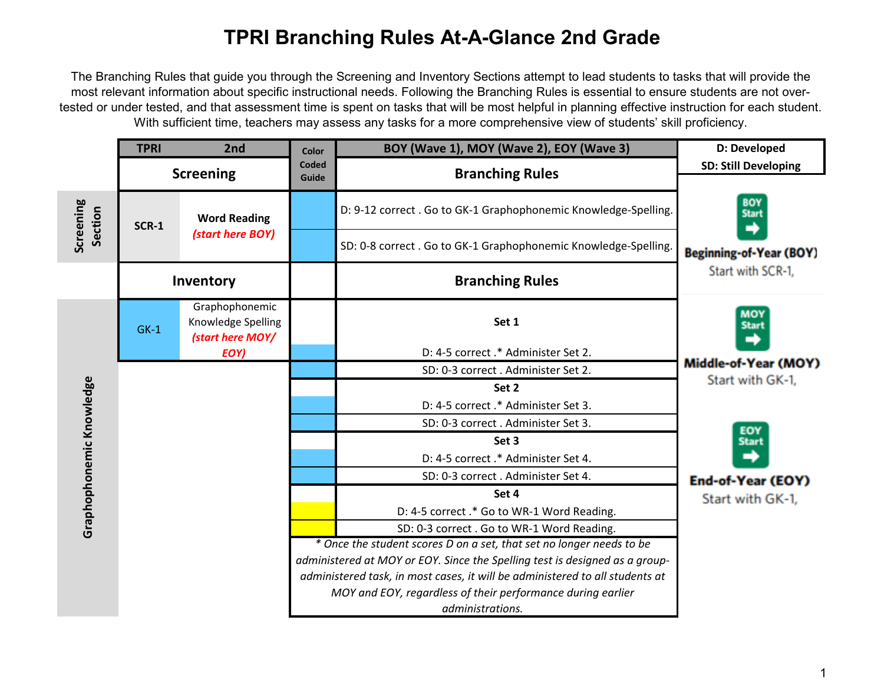# TPRI Branching Rules At-A-Glance 2nd Grade

The Branching Rules that guide you through the Screening and Inventory Sections attempt to lead students to tasks that will provide the most relevant information about specific instructional needs. Following the Branching Rules is essential to ensure students are not over-tested or under tested, and that assessment time is spent on tasks that will be most helpful in planning effective instruction for each student. With sufficient time, teachers may assess any tasks for a more comprehensive view of students' skill proficiency.

**D: Developed**
**SD: Still Developing**

| Section | TPRI | 2nd | Color Coded Guide | BOY (Wave 1), MOY (Wave 2), EOY (Wave 3) |
|---|---|---|---|---|
| | **Screening** | | | **Branching Rules** |
| Screening Section | SCR-1 | **Word Reading** *(start here BOY)* | Blue | D: 9-12 correct . Go to GK-1 Graphophonemic Knowledge-Spelling. |
| | | | Blue | SD: 0-8 correct . Go to GK-1 Graphophonemic Knowledge-Spelling. |
| | **Inventory** | | | **Branching Rules** |
| Graphophonemic Knowledge | GK-1 | Graphophonemic Knowledge Spelling *(start here MOY/ EOY)* | | **Set 1** |
| | | | Blue | D: 4-5 correct .* Administer Set 2. |
| | | | Blue | SD: 0-3 correct . Administer Set 2. |
| | | | | **Set 2** |
| | | | Blue | D: 4-5 correct .* Administer Set 3. |
| | | | Blue | SD: 0-3 correct . Administer Set 3. |
| | | | | **Set 3** |
| | | | Blue | D: 4-5 correct .* Administer Set 4. |
| | | | Blue | SD: 0-3 correct . Administer Set 4. |
| | | | | **Set 4** |
| | | | Yellow | D: 4-5 correct .* Go to WR-1 Word Reading. |
| | | | Yellow | SD: 0-3 correct . Go to WR-1 Word Reading. |

*\* Once the student scores D on a set, that set no longer needs to be administered at MOY or EOY. Since the Spelling test is designed as a group-administered task, in most cases, it will be administered to all students at MOY and EOY, regardless of their performance during earlier administrations.*

**BOY Start** — **Beginning-of-Year (BOY)** Start with SCR-1,

**MOY Start** — **Middle-of-Year (MOY)** Start with GK-1,

**EOY Start** — **End-of-Year (EOY)** Start with GK-1,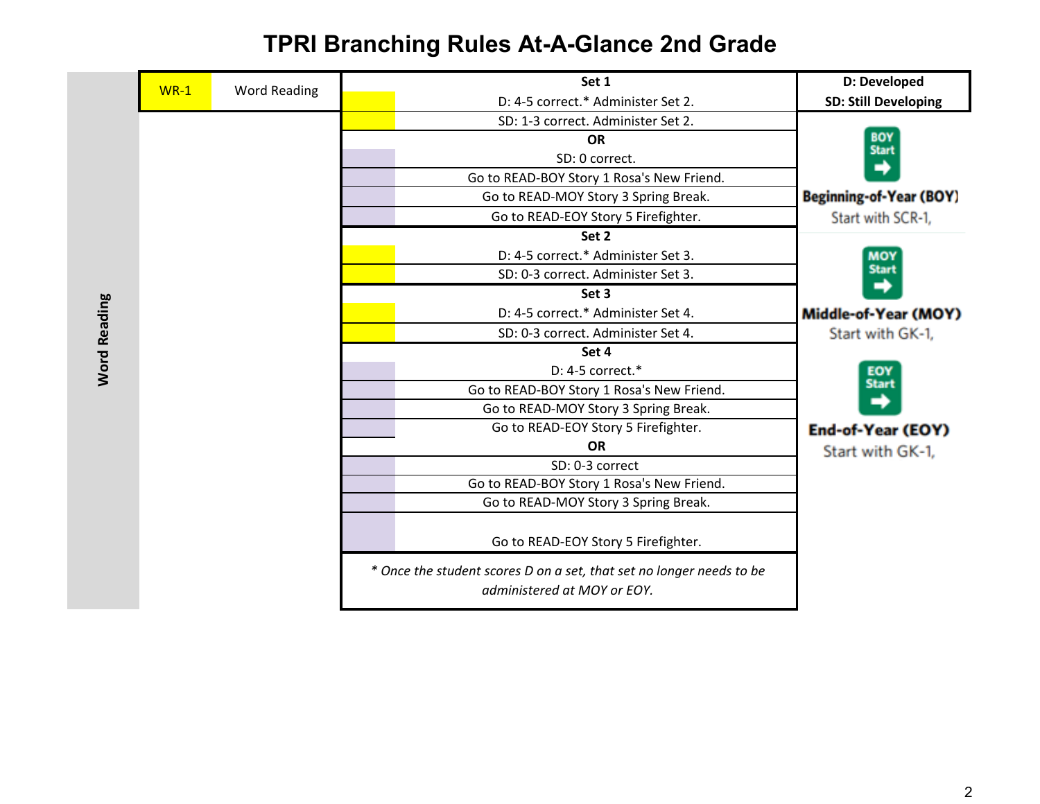# TPRI Branching Rules At-A-Glance 2nd Grade

| Word Reading | WR-1 | Word Reading | | D: Developed<br>SD: Still Developing |
|---|---|---|---|---|
| | | | **Set 1** | |
| | | | D: 4-5 correct.* Administer Set 2. | |
| | | | SD: 1-3 correct. Administer Set 2. | |
| | | | **OR** | |
| | | | SD: 0 correct. | |
| | | | Go to READ-BOY Story 1 Rosa's New Friend. | **Beginning-of-Year (BOY)** BOY Start: Start with SCR-1, |
| | | | Go to READ-MOY Story 3 Spring Break. | |
| | | | Go to READ-EOY Story 5 Firefighter. | |
| | | | **Set 2** | |
| | | | D: 4-5 correct.* Administer Set 3. | |
| | | | SD: 0-3 correct. Administer Set 3. | **Middle-of-Year (MOY)** MOY Start: Start with GK-1, |
| | | | **Set 3** | |
| | | | D: 4-5 correct.* Administer Set 4. | |
| | | | SD: 0-3 correct. Administer Set 4. | |
| | | | **Set 4** | |
| | | | D: 4-5 correct.* | **End-of-Year (EOY)** EOY Start: Start with GK-1, |
| | | | Go to READ-BOY Story 1 Rosa's New Friend. | |
| | | | Go to READ-MOY Story 3 Spring Break. | |
| | | | Go to READ-EOY Story 5 Firefighter. | |
| | | | **OR** | |
| | | | SD: 0-3 correct | |
| | | | Go to READ-BOY Story 1 Rosa's New Friend. | |
| | | | Go to READ-MOY Story 3 Spring Break. | |
| | | | Go to READ-EOY Story 5 Firefighter. | |
| | | | *\* Once the student scores D on a set, that set no longer needs to be administered at MOY or EOY.* | |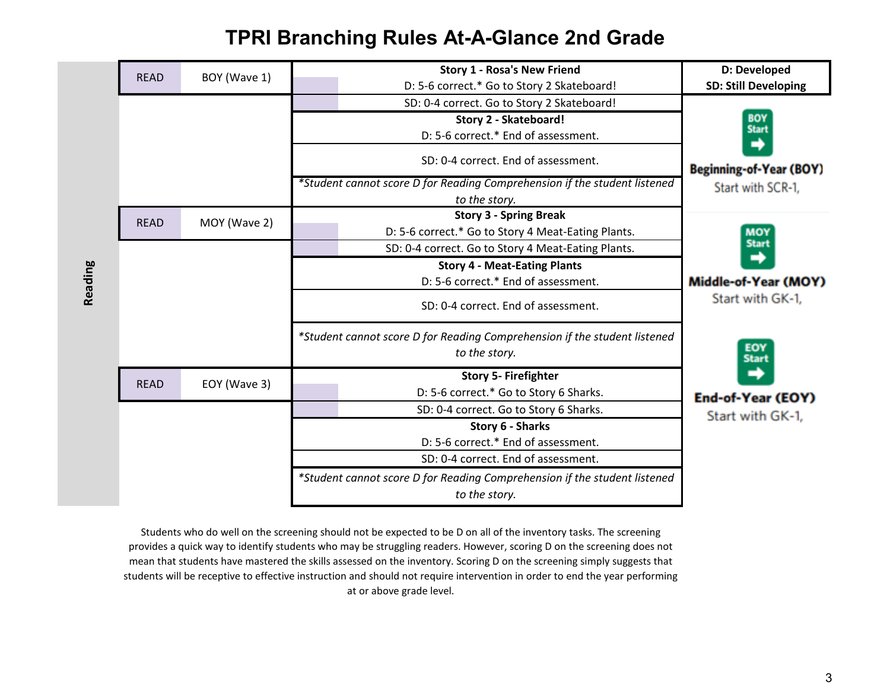# TPRI Branching Rules At-A-Glance 2nd Grade

**Reading**

| | | | |
|---|---|---|---|
| READ | BOY (Wave 1) | **Story 1 - Rosa's New Friend**<br>D: 5-6 correct.* Go to Story 2 Skateboard! | **D: Developed**<br>**SD: Still Developing** |
| | | SD: 0-4 correct. Go to Story 2 Skateboard! | |
| | | **Story 2 - Skateboard!**<br>D: 5-6 correct.* End of assessment. | |
| | | SD: 0-4 correct. End of assessment. | |
| | | *\*Student cannot score D for Reading Comprehension if the student listened to the story.* | |
| READ | MOY (Wave 2) | **Story 3 - Spring Break**<br>D: 5-6 correct.* Go to Story 4 Meat-Eating Plants. | |
| | | SD: 0-4 correct. Go to Story 4 Meat-Eating Plants. | |
| | | **Story 4 - Meat-Eating Plants**<br>D: 5-6 correct.* End of assessment. | |
| | | SD: 0-4 correct. End of assessment. | |
| | | *\*Student cannot score D for Reading Comprehension if the student listened to the story.* | |
| READ | EOY (Wave 3) | **Story 5- Firefighter**<br>D: 5-6 correct.* Go to Story 6 Sharks. | |
| | | SD: 0-4 correct. Go to Story 6 Sharks. | |
| | | **Story 6 - Sharks**<br>D: 5-6 correct.* End of assessment. | |
| | | SD: 0-4 correct. End of assessment. | |
| | | *\*Student cannot score D for Reading Comprehension if the student listened to the story.* | |

BOY Start
**Beginning-of-Year (BOY)**
Start with SCR-1,

MOY Start
**Middle-of-Year (MOY)**
Start with GK-1,

EOY Start
**End-of-Year (EOY)**
Start with GK-1,

Students who do well on the screening should not be expected to be D on all of the inventory tasks. The screening provides a quick way to identify students who may be struggling readers. However, scoring D on the screening does not mean that students have mastered the skills assessed on the inventory. Scoring D on the screening simply suggests that students will be receptive to effective instruction and should not require intervention in order to end the year performing at or above grade level.